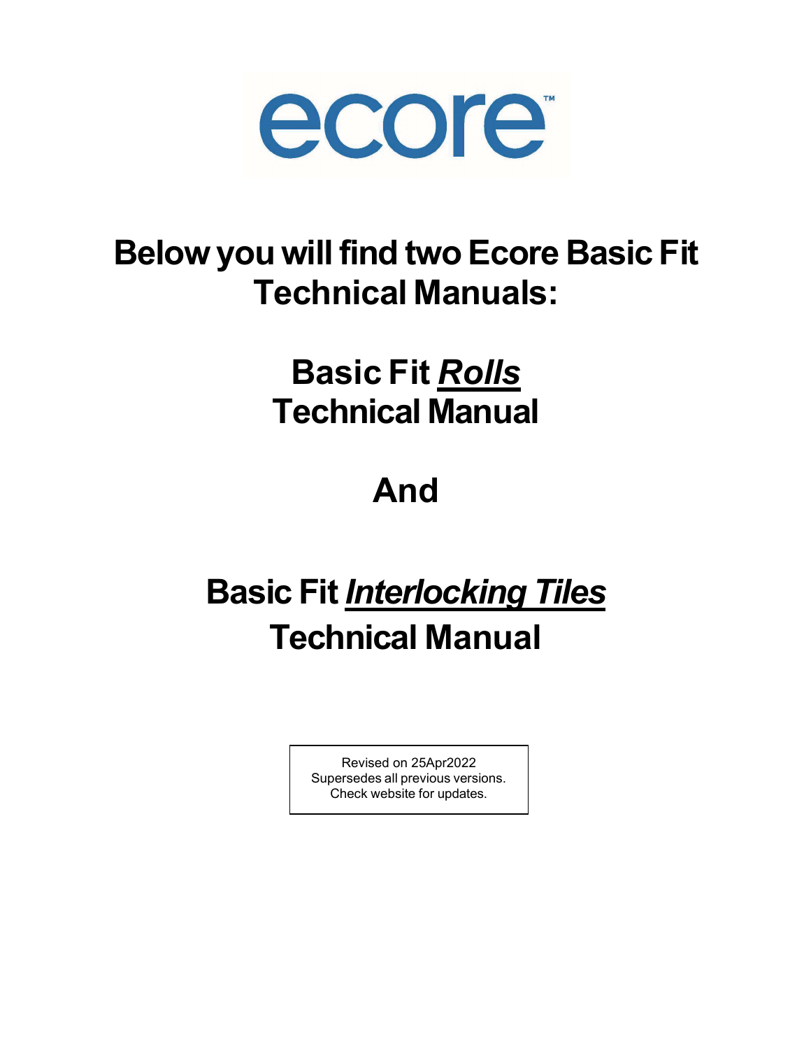ecore™

# Below you will find two Ecore Basic Fit Technical Manuals:

## Basic Fit ***Rolls*** Technical Manual

## And

## Basic Fit ***Interlocking Tiles*** Technical Manual

Revised on 25Apr2022
Supersedes all previous versions.
Check website for updates.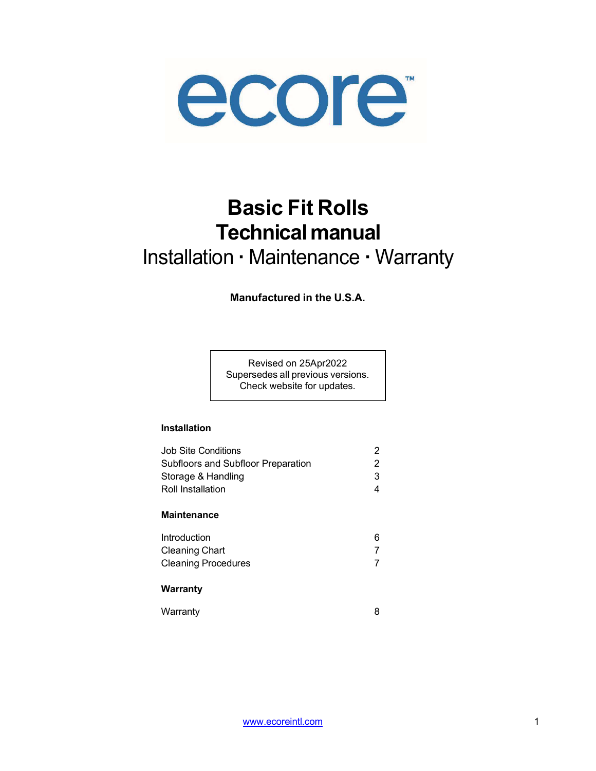ecore™

# Basic Fit Rolls
# Technical manual
## Installation · Maintenance · Warranty

**Manufactured in the U.S.A.**

Revised on 25Apr2022
Supersedes all previous versions.
Check website for updates.

**Installation**

| | |
|---|---|
| Job Site Conditions | 2 |
| Subfloors and Subfloor Preparation | 2 |
| Storage & Handling | 3 |
| Roll Installation | 4 |

**Maintenance**

| | |
|---|---|
| Introduction | 6 |
| Cleaning Chart | 7 |
| Cleaning Procedures | 7 |

**Warranty**

| | |
|---|---|
| Warranty | 8 |

www.ecoreintl.com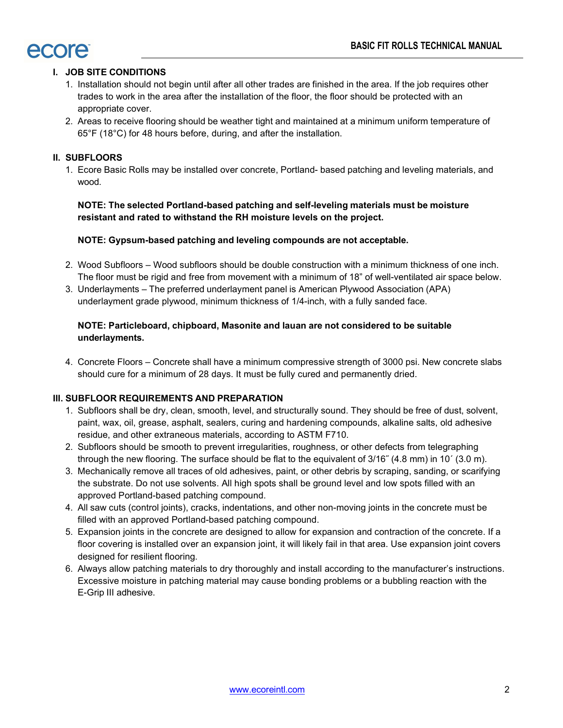## I. JOB SITE CONDITIONS

1. Installation should not begin until after all other trades are finished in the area. If the job requires other trades to work in the area after the installation of the floor, the floor should be protected with an appropriate cover.
2. Areas to receive flooring should be weather tight and maintained at a minimum uniform temperature of 65°F (18°C) for 48 hours before, during, and after the installation.

## II. SUBFLOORS

1. Ecore Basic Rolls may be installed over concrete, Portland- based patching and leveling materials, and wood.

   **NOTE: The selected Portland-based patching and self-leveling materials must be moisture resistant and rated to withstand the RH moisture levels on the project.**

   **NOTE: Gypsum-based patching and leveling compounds are not acceptable.**

2. Wood Subfloors – Wood subfloors should be double construction with a minimum thickness of one inch. The floor must be rigid and free from movement with a minimum of 18" of well-ventilated air space below.
3. Underlayments – The preferred underlayment panel is American Plywood Association (APA) underlayment grade plywood, minimum thickness of 1/4-inch, with a fully sanded face.

   **NOTE: Particleboard, chipboard, Masonite and lauan are not considered to be suitable underlayments.**

4. Concrete Floors – Concrete shall have a minimum compressive strength of 3000 psi. New concrete slabs should cure for a minimum of 28 days. It must be fully cured and permanently dried.

## III. SUBFLOOR REQUIREMENTS AND PREPARATION

1. Subfloors shall be dry, clean, smooth, level, and structurally sound. They should be free of dust, solvent, paint, wax, oil, grease, asphalt, sealers, curing and hardening compounds, alkaline salts, old adhesive residue, and other extraneous materials, according to ASTM F710.
2. Subfloors should be smooth to prevent irregularities, roughness, or other defects from telegraphing through the new flooring. The surface should be flat to the equivalent of 3/16˝ (4.8 mm) in 10´ (3.0 m).
3. Mechanically remove all traces of old adhesives, paint, or other debris by scraping, sanding, or scarifying the substrate. Do not use solvents. All high spots shall be ground level and low spots filled with an approved Portland-based patching compound.
4. All saw cuts (control joints), cracks, indentations, and other non-moving joints in the concrete must be filled with an approved Portland-based patching compound.
5. Expansion joints in the concrete are designed to allow for expansion and contraction of the concrete. If a floor covering is installed over an expansion joint, it will likely fail in that area. Use expansion joint covers designed for resilient flooring.
6. Always allow patching materials to dry thoroughly and install according to the manufacturer's instructions. Excessive moisture in patching material may cause bonding problems or a bubbling reaction with the E-Grip III adhesive.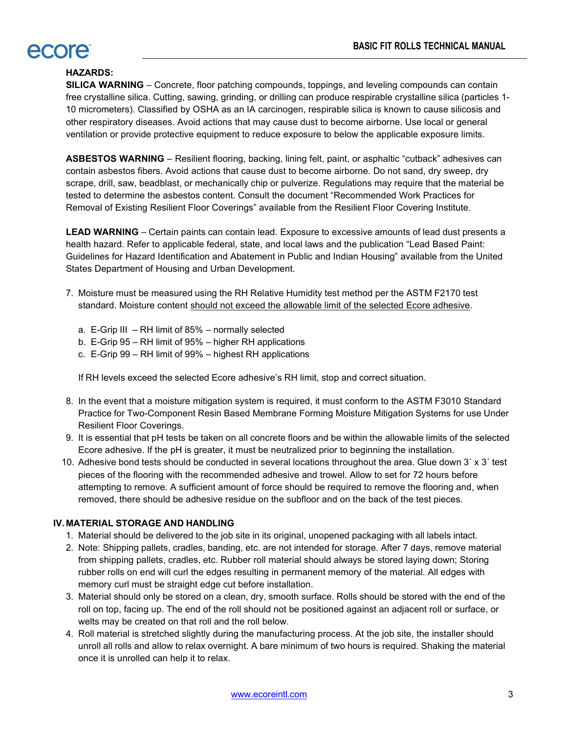**HAZARDS:**

**SILICA WARNING** – Concrete, floor patching compounds, toppings, and leveling compounds can contain free crystalline silica. Cutting, sawing, grinding, or drilling can produce respirable crystalline silica (particles 1-10 micrometers). Classified by OSHA as an IA carcinogen, respirable silica is known to cause silicosis and other respiratory diseases. Avoid actions that may cause dust to become airborne. Use local or general ventilation or provide protective equipment to reduce exposure to below the applicable exposure limits.

**ASBESTOS WARNING** – Resilient flooring, backing, lining felt, paint, or asphaltic "cutback" adhesives can contain asbestos fibers. Avoid actions that cause dust to become airborne. Do not sand, dry sweep, dry scrape, drill, saw, beadblast, or mechanically chip or pulverize. Regulations may require that the material be tested to determine the asbestos content. Consult the document "Recommended Work Practices for Removal of Existing Resilient Floor Coverings" available from the Resilient Floor Covering Institute.

**LEAD WARNING** – Certain paints can contain lead. Exposure to excessive amounts of lead dust presents a health hazard. Refer to applicable federal, state, and local laws and the publication "Lead Based Paint: Guidelines for Hazard Identification and Abatement in Public and Indian Housing" available from the United States Department of Housing and Urban Development.

7. Moisture must be measured using the RH Relative Humidity test method per the ASTM F2170 test standard. Moisture content <u>should not exceed the allowable limit of the selected Ecore adhesive</u>.

    a. E-Grip III – RH limit of 85% – normally selected
    b. E-Grip 95 – RH limit of 95% – higher RH applications
    c. E-Grip 99 – RH limit of 99% – highest RH applications

    If RH levels exceed the selected Ecore adhesive's RH limit, stop and correct situation.

8. In the event that a moisture mitigation system is required, it must conform to the ASTM F3010 Standard Practice for Two-Component Resin Based Membrane Forming Moisture Mitigation Systems for use Under Resilient Floor Coverings.
9. It is essential that pH tests be taken on all concrete floors and be within the allowable limits of the selected Ecore adhesive. If the pH is greater, it must be neutralized prior to beginning the installation.
10. Adhesive bond tests should be conducted in several locations throughout the area. Glue down 3´ x 3´ test pieces of the flooring with the recommended adhesive and trowel. Allow to set for 72 hours before attempting to remove. A sufficient amount of force should be required to remove the flooring and, when removed, there should be adhesive residue on the subfloor and on the back of the test pieces.

## IV. MATERIAL STORAGE AND HANDLING

1. Material should be delivered to the job site in its original, unopened packaging with all labels intact.
2. Note: Shipping pallets, cradles, banding, etc. are not intended for storage. After 7 days, remove material from shipping pallets, cradles, etc. Rubber roll material should always be stored laying down; Storing rubber rolls on end will curl the edges resulting in permanent memory of the material. All edges with memory curl must be straight edge cut before installation.
3. Material should only be stored on a clean, dry, smooth surface. Rolls should be stored with the end of the roll on top, facing up. The end of the roll should not be positioned against an adjacent roll or surface, or welts may be created on that roll and the roll below.
4. Roll material is stretched slightly during the manufacturing process. At the job site, the installer should unroll all rolls and allow to relax overnight. A bare minimum of two hours is required. Shaking the material once it is unrolled can help it to relax.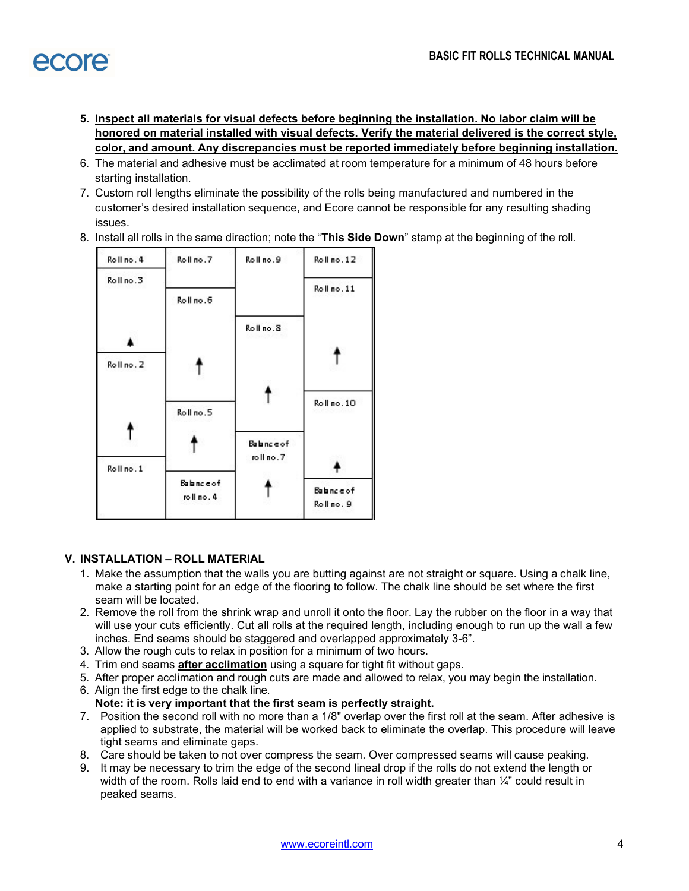5. **Inspect all materials for visual defects before beginning the installation. No labor claim will be honored on material installed with visual defects. Verify the material delivered is the correct style, color, and amount. Any discrepancies must be reported immediately before beginning installation.**
6. The material and adhesive must be acclimated at room temperature for a minimum of 48 hours before starting installation.
7. Custom roll lengths eliminate the possibility of the rolls being manufactured and numbered in the customer's desired installation sequence, and Ecore cannot be responsible for any resulting shading issues.
8. Install all rolls in the same direction; note the "**This Side Down**" stamp at the beginning of the roll.

| | | | |
|---|---|---|---|
| Roll no. 4 | Roll no. 7 | Roll no. 9 | Roll no. 12 |
| Roll no. 3 | Roll no. 6 | Roll no. 8 | Roll no. 11 |
| Roll no. 2 | Roll no. 5 | Balance of roll no. 7 | Roll no. 10 |
| Roll no. 1 | Balance of roll no. 4 | | Balance of Roll no. 9 |

## V. INSTALLATION – ROLL MATERIAL

1. Make the assumption that the walls you are butting against are not straight or square. Using a chalk line, make a starting point for an edge of the flooring to follow. The chalk line should be set where the first seam will be located.
2. Remove the roll from the shrink wrap and unroll it onto the floor. Lay the rubber on the floor in a way that will use your cuts efficiently. Cut all rolls at the required length, including enough to run up the wall a few inches. End seams should be staggered and overlapped approximately 3-6".
3. Allow the rough cuts to relax in position for a minimum of two hours.
4. Trim end seams **after acclimation** using a square for tight fit without gaps.
5. After proper acclimation and rough cuts are made and allowed to relax, you may begin the installation.
6. Align the first edge to the chalk line.
   **Note: it is very important that the first seam is perfectly straight.**
7. Position the second roll with no more than a 1/8" overlap over the first roll at the seam. After adhesive is applied to substrate, the material will be worked back to eliminate the overlap. This procedure will leave tight seams and eliminate gaps.
8. Care should be taken to not over compress the seam. Over compressed seams will cause peaking.
9. It may be necessary to trim the edge of the second lineal drop if the rolls do not extend the length or width of the room. Rolls laid end to end with a variance in roll width greater than ¼" could result in peaked seams.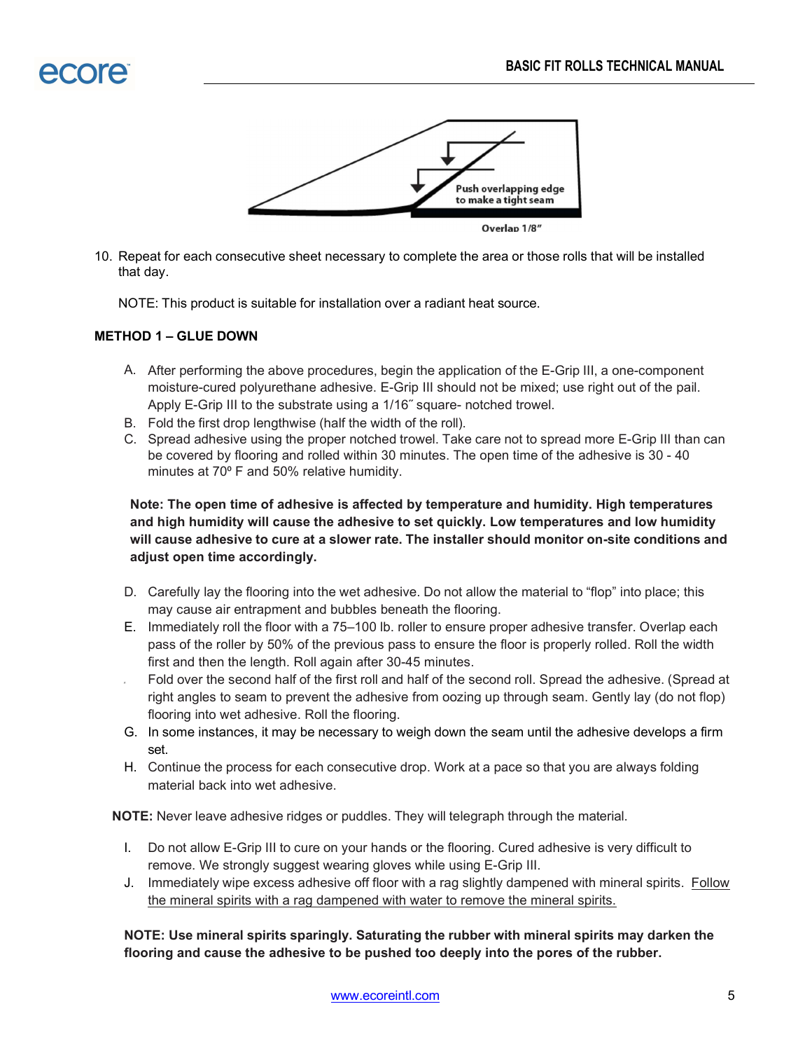Push overlapping edge to make a tight seam

Overlap 1/8″

10. Repeat for each consecutive sheet necessary to complete the area or those rolls that will be installed that day.

    NOTE: This product is suitable for installation over a radiant heat source.

**METHOD 1 – GLUE DOWN**

A. After performing the above procedures, begin the application of the E-Grip III, a one-component moisture-cured polyurethane adhesive. E-Grip III should not be mixed; use right out of the pail. Apply E-Grip III to the substrate using a 1/16″ square- notched trowel.
B. Fold the first drop lengthwise (half the width of the roll).
C. Spread adhesive using the proper notched trowel. Take care not to spread more E-Grip III than can be covered by flooring and rolled within 30 minutes. The open time of the adhesive is 30 - 40 minutes at 70º F and 50% relative humidity.

**Note: The open time of adhesive is affected by temperature and humidity. High temperatures and high humidity will cause the adhesive to set quickly. Low temperatures and low humidity will cause adhesive to cure at a slower rate. The installer should monitor on-site conditions and adjust open time accordingly.**

D. Carefully lay the flooring into the wet adhesive. Do not allow the material to "flop" into place; this may cause air entrapment and bubbles beneath the flooring.
E. Immediately roll the floor with a 75–100 lb. roller to ensure proper adhesive transfer. Overlap each pass of the roller by 50% of the previous pass to ensure the floor is properly rolled. Roll the width first and then the length. Roll again after 30-45 minutes.
F. Fold over the second half of the first roll and half of the second roll. Spread the adhesive. (Spread at right angles to seam to prevent the adhesive from oozing up through seam. Gently lay (do not flop) flooring into wet adhesive. Roll the flooring.
G. In some instances, it may be necessary to weigh down the seam until the adhesive develops a firm set.
H. Continue the process for each consecutive drop. Work at a pace so that you are always folding material back into wet adhesive.

**NOTE:** Never leave adhesive ridges or puddles. They will telegraph through the material.

I. Do not allow E-Grip III to cure on your hands or the flooring. Cured adhesive is very difficult to remove. We strongly suggest wearing gloves while using E-Grip III.
J. Immediately wipe excess adhesive off floor with a rag slightly dampened with mineral spirits. Follow the mineral spirits with a rag dampened with water to remove the mineral spirits.

**NOTE: Use mineral spirits sparingly. Saturating the rubber with mineral spirits may darken the flooring and cause the adhesive to be pushed too deeply into the pores of the rubber.**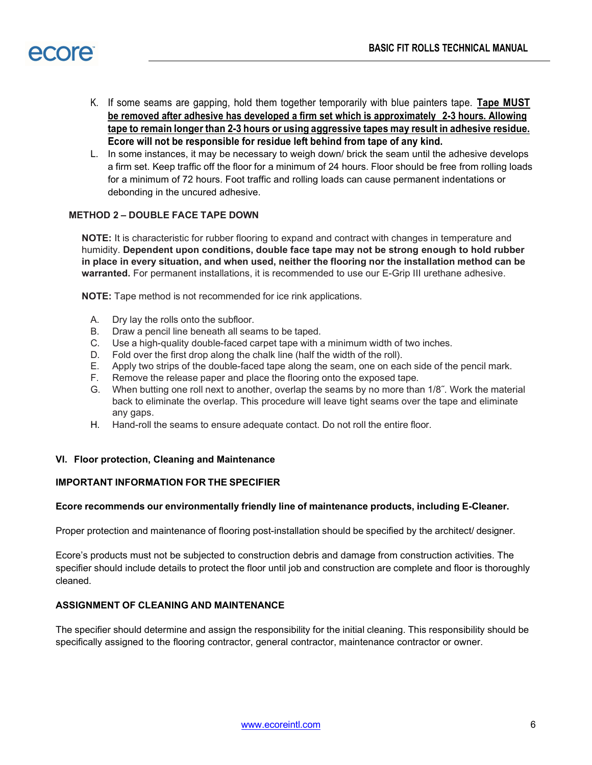K. If some seams are gapping, hold them together temporarily with blue painters tape. **<u>Tape MUST be removed after adhesive has developed a firm set which is approximately 2-3 hours. Allowing tape to remain longer than 2-3 hours or using aggressive tapes may result in adhesive residue.</u> Ecore will not be responsible for residue left behind from tape of any kind.**

L. In some instances, it may be necessary to weigh down/ brick the seam until the adhesive develops a firm set. Keep traffic off the floor for a minimum of 24 hours. Floor should be free from rolling loads for a minimum of 72 hours. Foot traffic and rolling loads can cause permanent indentations or debonding in the uncured adhesive.

### METHOD 2 – DOUBLE FACE TAPE DOWN

**NOTE:** It is characteristic for rubber flooring to expand and contract with changes in temperature and humidity. **Dependent upon conditions, double face tape may not be strong enough to hold rubber in place in every situation, and when used, neither the flooring nor the installation method can be warranted.** For permanent installations, it is recommended to use our E-Grip III urethane adhesive.

**NOTE:** Tape method is not recommended for ice rink applications.

A. Dry lay the rolls onto the subfloor.
B. Draw a pencil line beneath all seams to be taped.
C. Use a high-quality double-faced carpet tape with a minimum width of two inches.
D. Fold over the first drop along the chalk line (half the width of the roll).
E. Apply two strips of the double-faced tape along the seam, one on each side of the pencil mark.
F. Remove the release paper and place the flooring onto the exposed tape.
G. When butting one roll next to another, overlap the seams by no more than 1/8˝. Work the material back to eliminate the overlap. This procedure will leave tight seams over the tape and eliminate any gaps.
H. Hand-roll the seams to ensure adequate contact. Do not roll the entire floor.

## VI. Floor protection, Cleaning and Maintenance

### IMPORTANT INFORMATION FOR THE SPECIFIER

**Ecore recommends our environmentally friendly line of maintenance products, including E-Cleaner.**

Proper protection and maintenance of flooring post-installation should be specified by the architect/ designer.

Ecore's products must not be subjected to construction debris and damage from construction activities. The specifier should include details to protect the floor until job and construction are complete and floor is thoroughly cleaned.

### ASSIGNMENT OF CLEANING AND MAINTENANCE

The specifier should determine and assign the responsibility for the initial cleaning. This responsibility should be specifically assigned to the flooring contractor, general contractor, maintenance contractor or owner.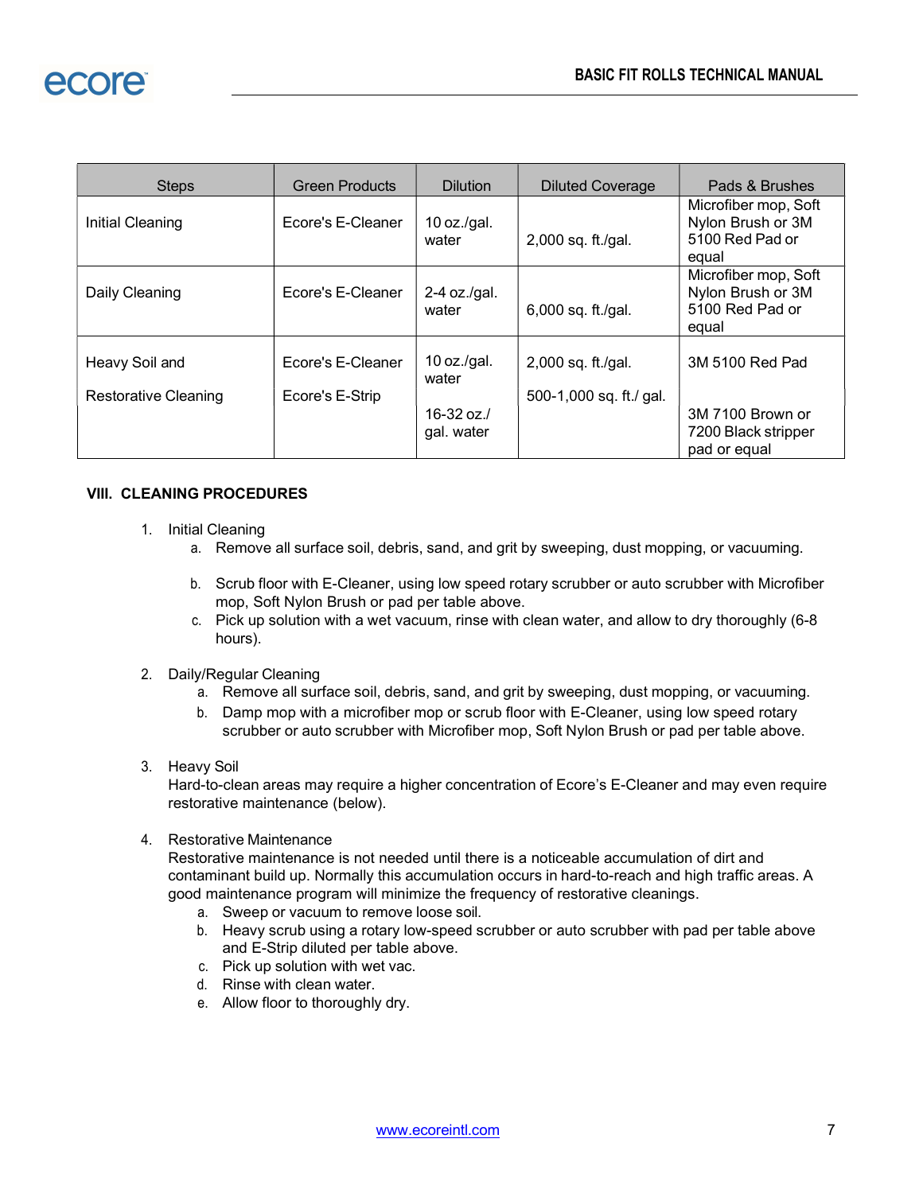| Steps | Green Products | Dilution | Diluted Coverage | Pads & Brushes |
|---|---|---|---|---|
| Initial Cleaning | Ecore's E-Cleaner | 10 oz./gal. water | 2,000 sq. ft./gal. | Microfiber mop, Soft Nylon Brush or 3M 5100 Red Pad or equal |
| Daily Cleaning | Ecore's E-Cleaner | 2-4 oz./gal. water | 6,000 sq. ft./gal. | Microfiber mop, Soft Nylon Brush or 3M 5100 Red Pad or equal |
| Heavy Soil and<br>Restorative Cleaning | Ecore's E-Cleaner<br>Ecore's E-Strip | 10 oz./gal. water<br>16-32 oz./ gal. water | 2,000 sq. ft./gal.<br>500-1,000 sq. ft./ gal. | 3M 5100 Red Pad<br>3M 7100 Brown or 7200 Black stripper pad or equal |

## VIII. CLEANING PROCEDURES

1. Initial Cleaning
   a. Remove all surface soil, debris, sand, and grit by sweeping, dust mopping, or vacuuming.
   b. Scrub floor with E-Cleaner, using low speed rotary scrubber or auto scrubber with Microfiber mop, Soft Nylon Brush or pad per table above.
   c. Pick up solution with a wet vacuum, rinse with clean water, and allow to dry thoroughly (6-8 hours).

2. Daily/Regular Cleaning
   a. Remove all surface soil, debris, sand, and grit by sweeping, dust mopping, or vacuuming.
   b. Damp mop with a microfiber mop or scrub floor with E-Cleaner, using low speed rotary scrubber or auto scrubber with Microfiber mop, Soft Nylon Brush or pad per table above.

3. Heavy Soil
   Hard-to-clean areas may require a higher concentration of Ecore's E-Cleaner and may even require restorative maintenance (below).

4. Restorative Maintenance
   Restorative maintenance is not needed until there is a noticeable accumulation of dirt and contaminant build up. Normally this accumulation occurs in hard-to-reach and high traffic areas. A good maintenance program will minimize the frequency of restorative cleanings.
   a. Sweep or vacuum to remove loose soil.
   b. Heavy scrub using a rotary low-speed scrubber or auto scrubber with pad per table above and E-Strip diluted per table above.
   c. Pick up solution with wet vac.
   d. Rinse with clean water.
   e. Allow floor to thoroughly dry.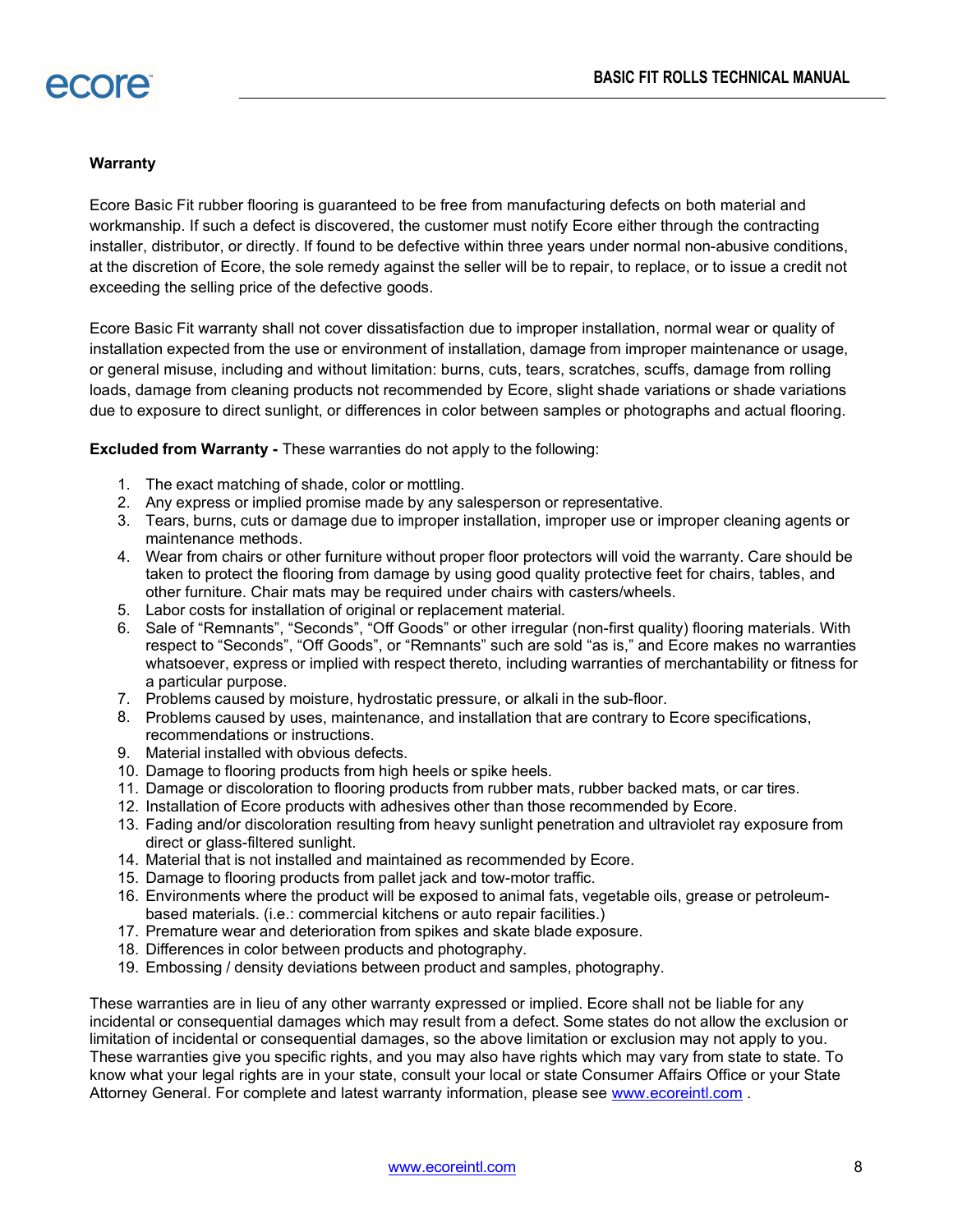## Warranty

Ecore Basic Fit rubber flooring is guaranteed to be free from manufacturing defects on both material and workmanship. If such a defect is discovered, the customer must notify Ecore either through the contracting installer, distributor, or directly. If found to be defective within three years under normal non-abusive conditions, at the discretion of Ecore, the sole remedy against the seller will be to repair, to replace, or to issue a credit not exceeding the selling price of the defective goods.

Ecore Basic Fit warranty shall not cover dissatisfaction due to improper installation, normal wear or quality of installation expected from the use or environment of installation, damage from improper maintenance or usage, or general misuse, including and without limitation: burns, cuts, tears, scratches, scuffs, damage from rolling loads, damage from cleaning products not recommended by Ecore, slight shade variations or shade variations due to exposure to direct sunlight, or differences in color between samples or photographs and actual flooring.

**Excluded from Warranty -** These warranties do not apply to the following:

1. The exact matching of shade, color or mottling.
2. Any express or implied promise made by any salesperson or representative.
3. Tears, burns, cuts or damage due to improper installation, improper use or improper cleaning agents or maintenance methods.
4. Wear from chairs or other furniture without proper floor protectors will void the warranty. Care should be taken to protect the flooring from damage by using good quality protective feet for chairs, tables, and other furniture. Chair mats may be required under chairs with casters/wheels.
5. Labor costs for installation of original or replacement material.
6. Sale of “Remnants”, “Seconds”, “Off Goods” or other irregular (non-first quality) flooring materials. With respect to “Seconds”, “Off Goods”, or “Remnants” such are sold “as is,” and Ecore makes no warranties whatsoever, express or implied with respect thereto, including warranties of merchantability or fitness for a particular purpose.
7. Problems caused by moisture, hydrostatic pressure, or alkali in the sub-floor.
8. Problems caused by uses, maintenance, and installation that are contrary to Ecore specifications, recommendations or instructions.
9. Material installed with obvious defects.
10. Damage to flooring products from high heels or spike heels.
11. Damage or discoloration to flooring products from rubber mats, rubber backed mats, or car tires.
12. Installation of Ecore products with adhesives other than those recommended by Ecore.
13. Fading and/or discoloration resulting from heavy sunlight penetration and ultraviolet ray exposure from direct or glass-filtered sunlight.
14. Material that is not installed and maintained as recommended by Ecore.
15. Damage to flooring products from pallet jack and tow-motor traffic.
16. Environments where the product will be exposed to animal fats, vegetable oils, grease or petroleum-based materials. (i.e.: commercial kitchens or auto repair facilities.)
17. Premature wear and deterioration from spikes and skate blade exposure.
18. Differences in color between products and photography.
19. Embossing / density deviations between product and samples, photography.

These warranties are in lieu of any other warranty expressed or implied. Ecore shall not be liable for any incidental or consequential damages which may result from a defect. Some states do not allow the exclusion or limitation of incidental or consequential damages, so the above limitation or exclusion may not apply to you. These warranties give you specific rights, and you may also have rights which may vary from state to state. To know what your legal rights are in your state, consult your local or state Consumer Affairs Office or your State Attorney General. For complete and latest warranty information, please see www.ecoreintl.com .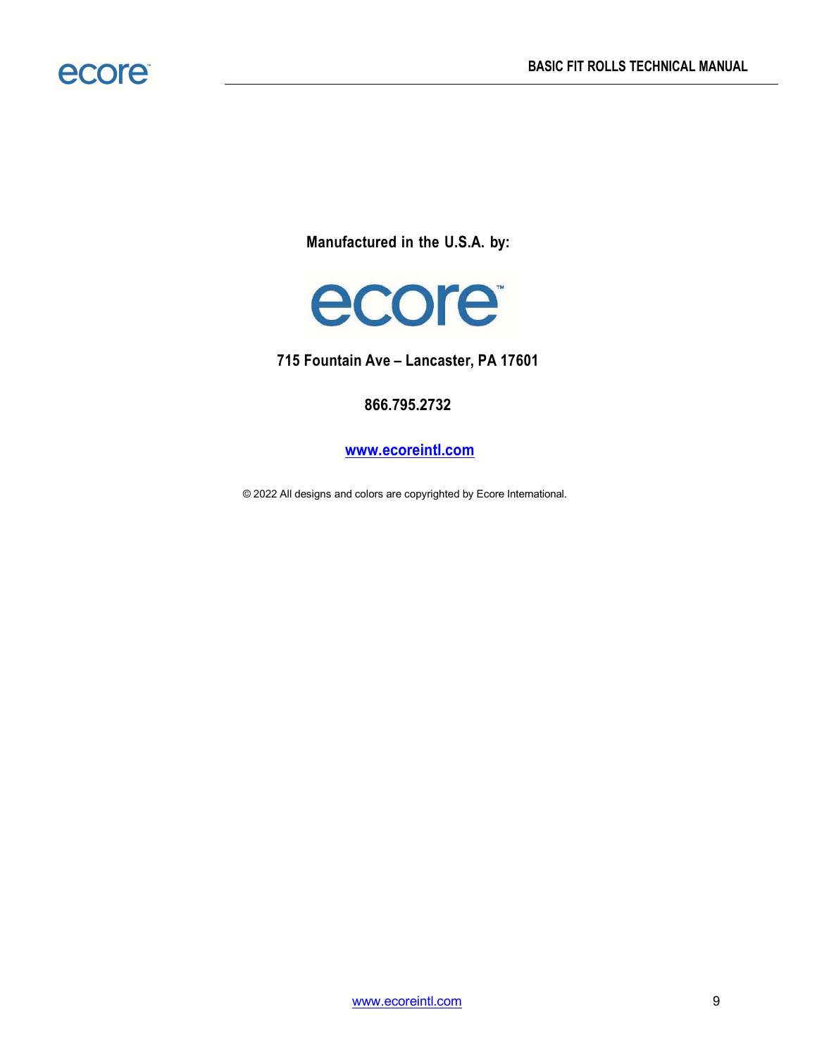**Manufactured in the U.S.A. by:**

ecore

**715 Fountain Ave – Lancaster, PA 17601**

**866.795.2732**

**[www.ecoreintl.com](http://www.ecoreintl.com)**

© 2022 All designs and colors are copyrighted by Ecore International.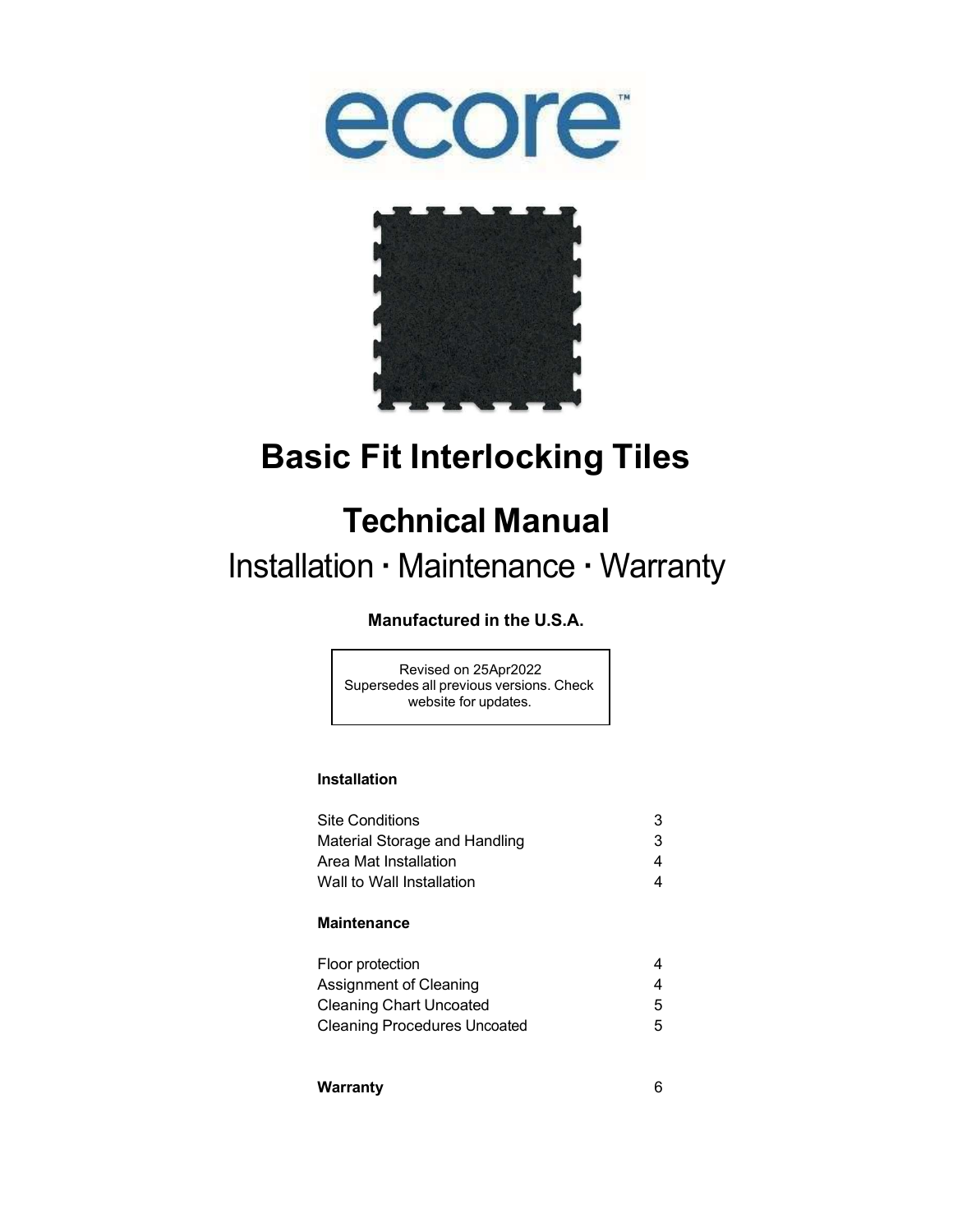# Basic Fit Interlocking Tiles

# Technical Manual

## Installation · Maintenance · Warranty

**Manufactured in the U.S.A.**

Revised on 25Apr2022
Supersedes all previous versions. Check website for updates.

**Installation**

| | |
|---|---|
| Site Conditions | 3 |
| Material Storage and Handling | 3 |
| Area Mat Installation | 4 |
| Wall to Wall Installation | 4 |

**Maintenance**

| | |
|---|---|
| Floor protection | 4 |
| Assignment of Cleaning | 4 |
| Cleaning Chart Uncoated | 5 |
| Cleaning Procedures Uncoated | 5 |

| | |
|---|---|
| **Warranty** | 6 |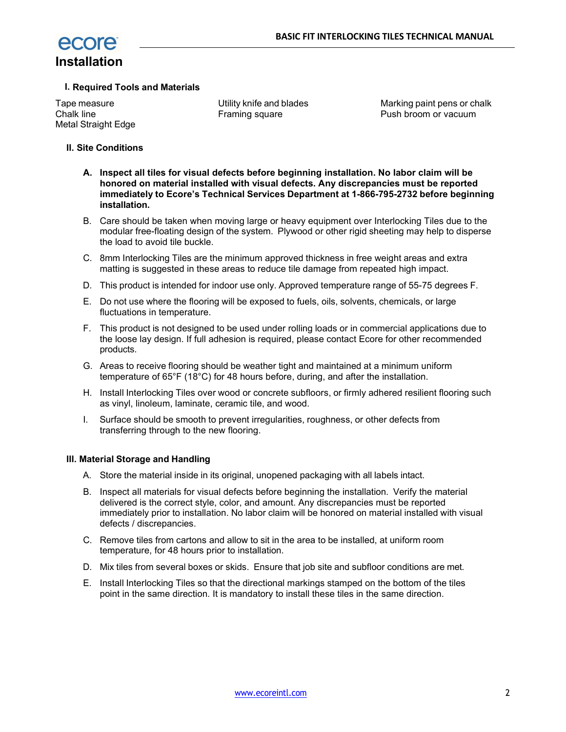# Installation

## I. Required Tools and Materials

Tape measure
Chalk line
Metal Straight Edge
Utility knife and blades
Framing square
Marking paint pens or chalk
Push broom or vacuum

## II. Site Conditions

A. **Inspect all tiles for visual defects before beginning installation. No labor claim will be honored on material installed with visual defects. Any discrepancies must be reported immediately to Ecore's Technical Services Department at 1-866-795-2732 before beginning installation.**

B. Care should be taken when moving large or heavy equipment over Interlocking Tiles due to the modular free-floating design of the system. Plywood or other rigid sheeting may help to disperse the load to avoid tile buckle.

C. 8mm Interlocking Tiles are the minimum approved thickness in free weight areas and extra matting is suggested in these areas to reduce tile damage from repeated high impact.

D. This product is intended for indoor use only. Approved temperature range of 55-75 degrees F.

E. Do not use where the flooring will be exposed to fuels, oils, solvents, chemicals, or large fluctuations in temperature.

F. This product is not designed to be used under rolling loads or in commercial applications due to the loose lay design. If full adhesion is required, please contact Ecore for other recommended products.

G. Areas to receive flooring should be weather tight and maintained at a minimum uniform temperature of 65°F (18°C) for 48 hours before, during, and after the installation.

H. Install Interlocking Tiles over wood or concrete subfloors, or firmly adhered resilient flooring such as vinyl, linoleum, laminate, ceramic tile, and wood.

I. Surface should be smooth to prevent irregularities, roughness, or other defects from transferring through to the new flooring.

## III. Material Storage and Handling

A. Store the material inside in its original, unopened packaging with all labels intact.

B. Inspect all materials for visual defects before beginning the installation. Verify the material delivered is the correct style, color, and amount. Any discrepancies must be reported immediately prior to installation. No labor claim will be honored on material installed with visual defects / discrepancies.

C. Remove tiles from cartons and allow to sit in the area to be installed, at uniform room temperature, for 48 hours prior to installation.

D. Mix tiles from several boxes or skids. Ensure that job site and subfloor conditions are met.

E. Install Interlocking Tiles so that the directional markings stamped on the bottom of the tiles point in the same direction. It is mandatory to install these tiles in the same direction.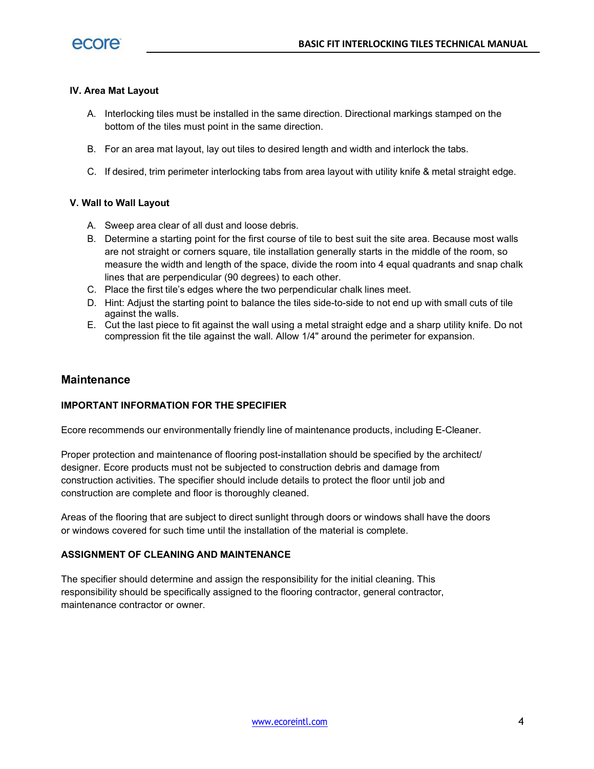### IV. Area Mat Layout

A. Interlocking tiles must be installed in the same direction. Directional markings stamped on the bottom of the tiles must point in the same direction.

B. For an area mat layout, lay out tiles to desired length and width and interlock the tabs.

C. If desired, trim perimeter interlocking tabs from area layout with utility knife & metal straight edge.

### V. Wall to Wall Layout

A. Sweep area clear of all dust and loose debris.
B. Determine a starting point for the first course of tile to best suit the site area. Because most walls are not straight or corners square, tile installation generally starts in the middle of the room, so measure the width and length of the space, divide the room into 4 equal quadrants and snap chalk lines that are perpendicular (90 degrees) to each other.
C. Place the first tile's edges where the two perpendicular chalk lines meet.
D. Hint: Adjust the starting point to balance the tiles side-to-side to not end up with small cuts of tile against the walls.
E. Cut the last piece to fit against the wall using a metal straight edge and a sharp utility knife. Do not compression fit the tile against the wall. Allow 1/4" around the perimeter for expansion.

## Maintenance

### IMPORTANT INFORMATION FOR THE SPECIFIER

Ecore recommends our environmentally friendly line of maintenance products, including E-Cleaner.

Proper protection and maintenance of flooring post-installation should be specified by the architect/designer. Ecore products must not be subjected to construction debris and damage from construction activities. The specifier should include details to protect the floor until job and construction are complete and floor is thoroughly cleaned.

Areas of the flooring that are subject to direct sunlight through doors or windows shall have the doors or windows covered for such time until the installation of the material is complete.

### ASSIGNMENT OF CLEANING AND MAINTENANCE

The specifier should determine and assign the responsibility for the initial cleaning. This responsibility should be specifically assigned to the flooring contractor, general contractor, maintenance contractor or owner.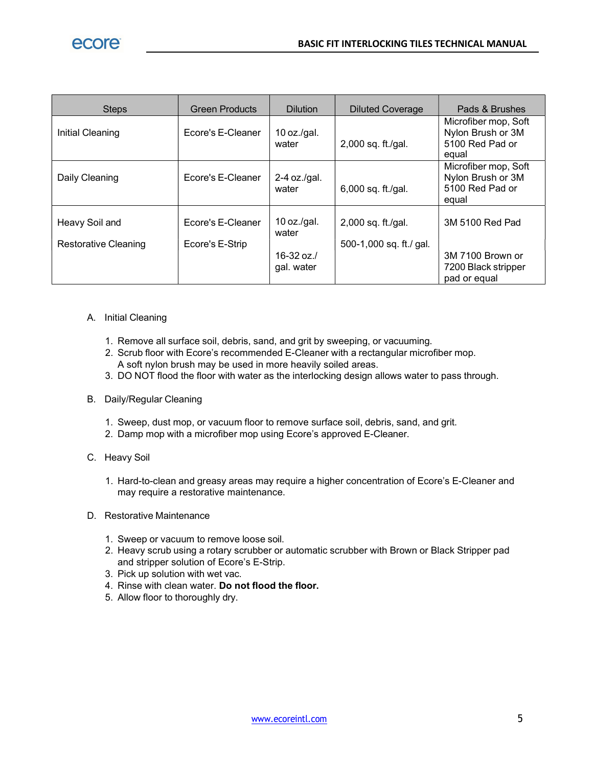| Steps | Green Products | Dilution | Diluted Coverage | Pads & Brushes |
|---|---|---|---|---|
| Initial Cleaning | Ecore's E-Cleaner | 10 oz./gal. water | 2,000 sq. ft./gal. | Microfiber mop, Soft Nylon Brush or 3M 5100 Red Pad or equal |
| Daily Cleaning | Ecore's E-Cleaner | 2-4 oz./gal. water | 6,000 sq. ft./gal. | Microfiber mop, Soft Nylon Brush or 3M 5100 Red Pad or equal |
| Heavy Soil and<br><br>Restorative Cleaning | Ecore's E-Cleaner<br><br>Ecore's E-Strip | 10 oz./gal. water<br><br>16-32 oz./ gal. water | 2,000 sq. ft./gal.<br><br>500-1,000 sq. ft./ gal. | 3M 5100 Red Pad<br><br>3M 7100 Brown or 7200 Black stripper pad or equal |

A. Initial Cleaning

1. Remove all surface soil, debris, sand, and grit by sweeping, or vacuuming.
2. Scrub floor with Ecore's recommended E-Cleaner with a rectangular microfiber mop. A soft nylon brush may be used in more heavily soiled areas.
3. DO NOT flood the floor with water as the interlocking design allows water to pass through.

B. Daily/Regular Cleaning

1. Sweep, dust mop, or vacuum floor to remove surface soil, debris, sand, and grit.
2. Damp mop with a microfiber mop using Ecore's approved E-Cleaner.

C. Heavy Soil

1. Hard-to-clean and greasy areas may require a higher concentration of Ecore's E-Cleaner and may require a restorative maintenance.

D. Restorative Maintenance

1. Sweep or vacuum to remove loose soil.
2. Heavy scrub using a rotary scrubber or automatic scrubber with Brown or Black Stripper pad and stripper solution of Ecore's E-Strip.
3. Pick up solution with wet vac.
4. Rinse with clean water. **Do not flood the floor.**
5. Allow floor to thoroughly dry.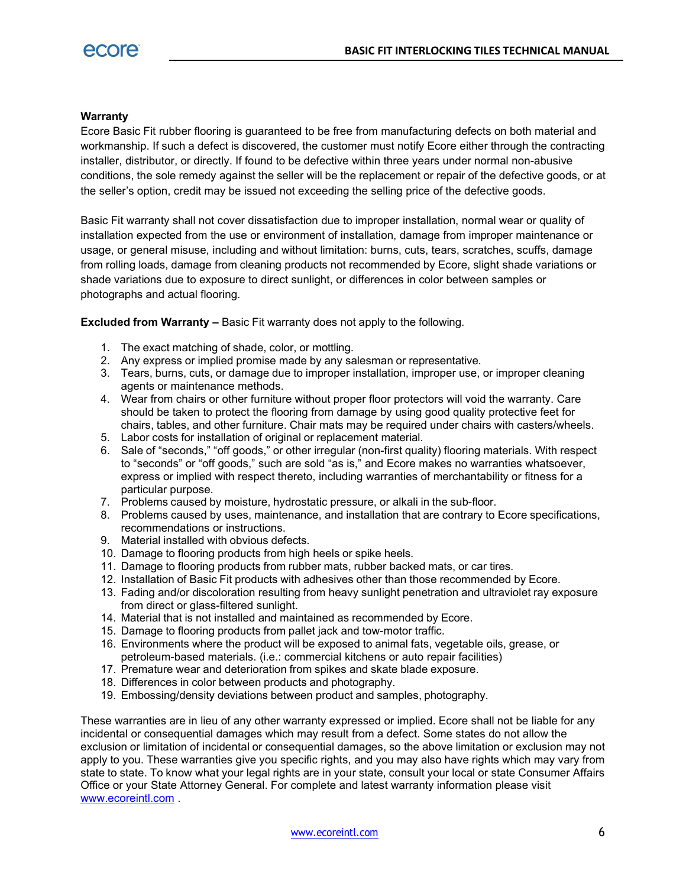### Warranty

Ecore Basic Fit rubber flooring is guaranteed to be free from manufacturing defects on both material and workmanship. If such a defect is discovered, the customer must notify Ecore either through the contracting installer, distributor, or directly. If found to be defective within three years under normal non-abusive conditions, the sole remedy against the seller will be the replacement or repair of the defective goods, or at the seller's option, credit may be issued not exceeding the selling price of the defective goods.

Basic Fit warranty shall not cover dissatisfaction due to improper installation, normal wear or quality of installation expected from the use or environment of installation, damage from improper maintenance or usage, or general misuse, including and without limitation: burns, cuts, tears, scratches, scuffs, damage from rolling loads, damage from cleaning products not recommended by Ecore, slight shade variations or shade variations due to exposure to direct sunlight, or differences in color between samples or photographs and actual flooring.

**Excluded from Warranty –** Basic Fit warranty does not apply to the following.

1. The exact matching of shade, color, or mottling.
2. Any express or implied promise made by any salesman or representative.
3. Tears, burns, cuts, or damage due to improper installation, improper use, or improper cleaning agents or maintenance methods.
4. Wear from chairs or other furniture without proper floor protectors will void the warranty. Care should be taken to protect the flooring from damage by using good quality protective feet for chairs, tables, and other furniture. Chair mats may be required under chairs with casters/wheels.
5. Labor costs for installation of original or replacement material.
6. Sale of "seconds," "off goods," or other irregular (non-first quality) flooring materials. With respect to "seconds" or "off goods," such are sold "as is," and Ecore makes no warranties whatsoever, express or implied with respect thereto, including warranties of merchantability or fitness for a particular purpose.
7. Problems caused by moisture, hydrostatic pressure, or alkali in the sub-floor.
8. Problems caused by uses, maintenance, and installation that are contrary to Ecore specifications, recommendations or instructions.
9. Material installed with obvious defects.
10. Damage to flooring products from high heels or spike heels.
11. Damage to flooring products from rubber mats, rubber backed mats, or car tires.
12. Installation of Basic Fit products with adhesives other than those recommended by Ecore.
13. Fading and/or discoloration resulting from heavy sunlight penetration and ultraviolet ray exposure from direct or glass-filtered sunlight.
14. Material that is not installed and maintained as recommended by Ecore.
15. Damage to flooring products from pallet jack and tow-motor traffic.
16. Environments where the product will be exposed to animal fats, vegetable oils, grease, or petroleum-based materials. (i.e.: commercial kitchens or auto repair facilities)
17. Premature wear and deterioration from spikes and skate blade exposure.
18. Differences in color between products and photography.
19. Embossing/density deviations between product and samples, photography.

These warranties are in lieu of any other warranty expressed or implied. Ecore shall not be liable for any incidental or consequential damages which may result from a defect. Some states do not allow the exclusion or limitation of incidental or consequential damages, so the above limitation or exclusion may not apply to you. These warranties give you specific rights, and you may also have rights which may vary from state to state. To know what your legal rights are in your state, consult your local or state Consumer Affairs Office or your State Attorney General. For complete and latest warranty information please visit www.ecoreintl.com .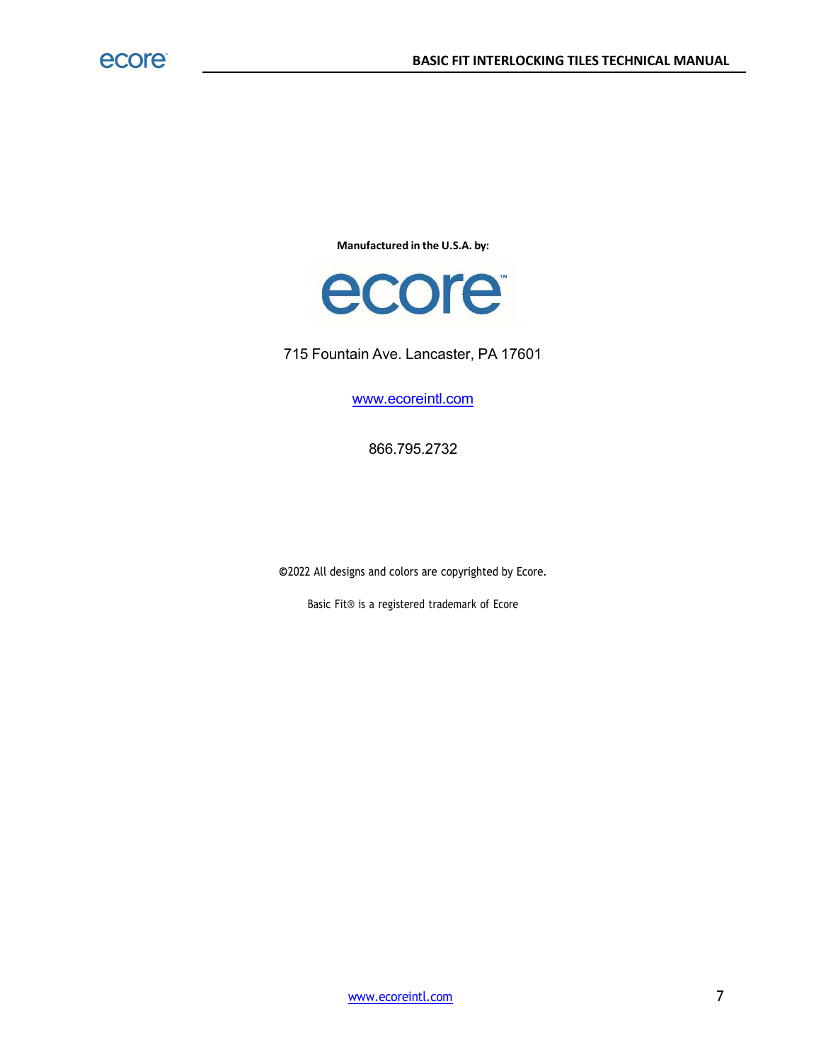**Manufactured in the U.S.A. by:**

ecore™

715 Fountain Ave. Lancaster, PA 17601

www.ecoreintl.com

866.795.2732

©2022 All designs and colors are copyrighted by Ecore.

Basic Fit® is a registered trademark of Ecore